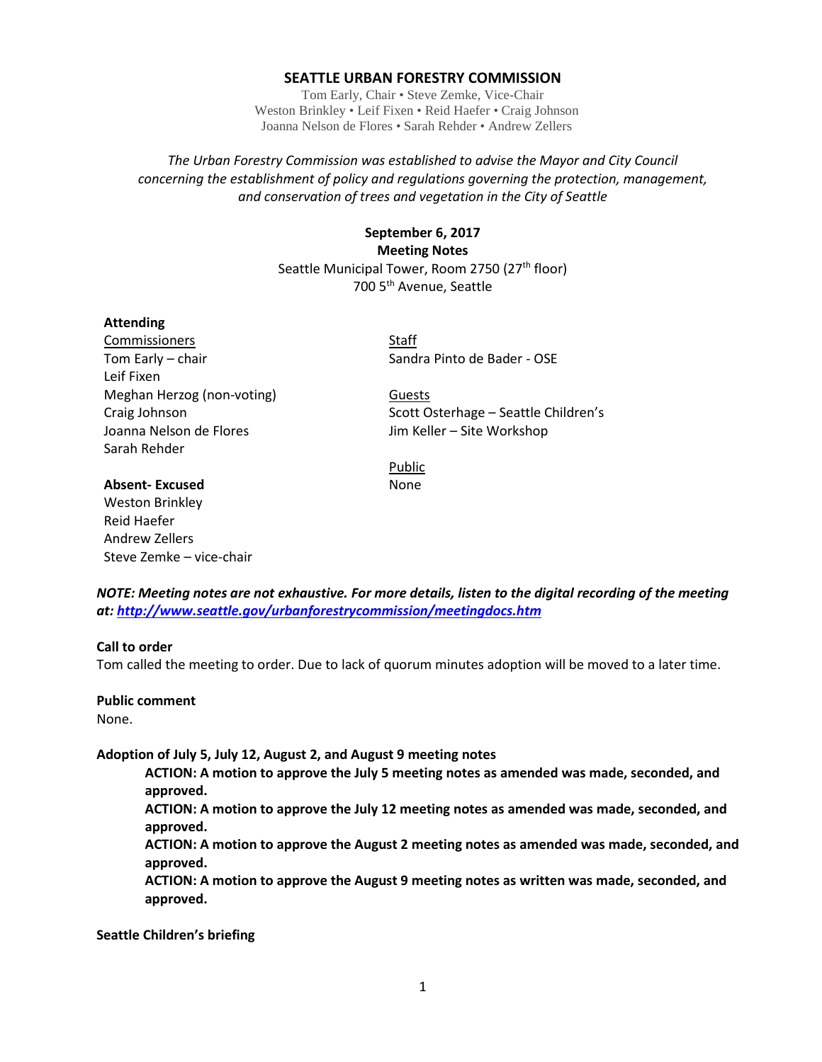# SEATTLE URBAN FORESTRY COMMISSION

Tom Early, Chair • Steve Zemke, Vice-Chair
Weston Brinkley • Leif Fixen • Reid Haefer • Craig Johnson
Joanna Nelson de Flores • Sarah Rehder • Andrew Zellers

*The Urban Forestry Commission was established to advise the Mayor and City Council concerning the establishment of policy and regulations governing the protection, management, and conservation of trees and vegetation in the City of Seattle*

**September 6, 2017**
**Meeting Notes**
Seattle Municipal Tower, Room 2750 (27th floor)
700 5th Avenue, Seattle

**Attending**

Commissioners
Tom Early – chair
Leif Fixen
Meghan Herzog (non-voting)
Craig Johnson
Joanna Nelson de Flores
Sarah Rehder

Staff
Sandra Pinto de Bader - OSE

Guests
Scott Osterhage – Seattle Children's
Jim Keller – Site Workshop

Public
None

**Absent- Excused**
Weston Brinkley
Reid Haefer
Andrew Zellers
Steve Zemke – vice-chair

***NOTE: Meeting notes are not exhaustive. For more details, listen to the digital recording of the meeting at: http://www.seattle.gov/urbanforestrycommission/meetingdocs.htm***

**Call to order**
Tom called the meeting to order. Due to lack of quorum minutes adoption will be moved to a later time.

**Public comment**
None.

**Adoption of July 5, July 12, August 2, and August 9 meeting notes**

**ACTION: A motion to approve the July 5 meeting notes as amended was made, seconded, and approved.**
**ACTION: A motion to approve the July 12 meeting notes as amended was made, seconded, and approved.**
**ACTION: A motion to approve the August 2 meeting notes as amended was made, seconded, and approved.**
**ACTION: A motion to approve the August 9 meeting notes as written was made, seconded, and approved.**

**Seattle Children's briefing**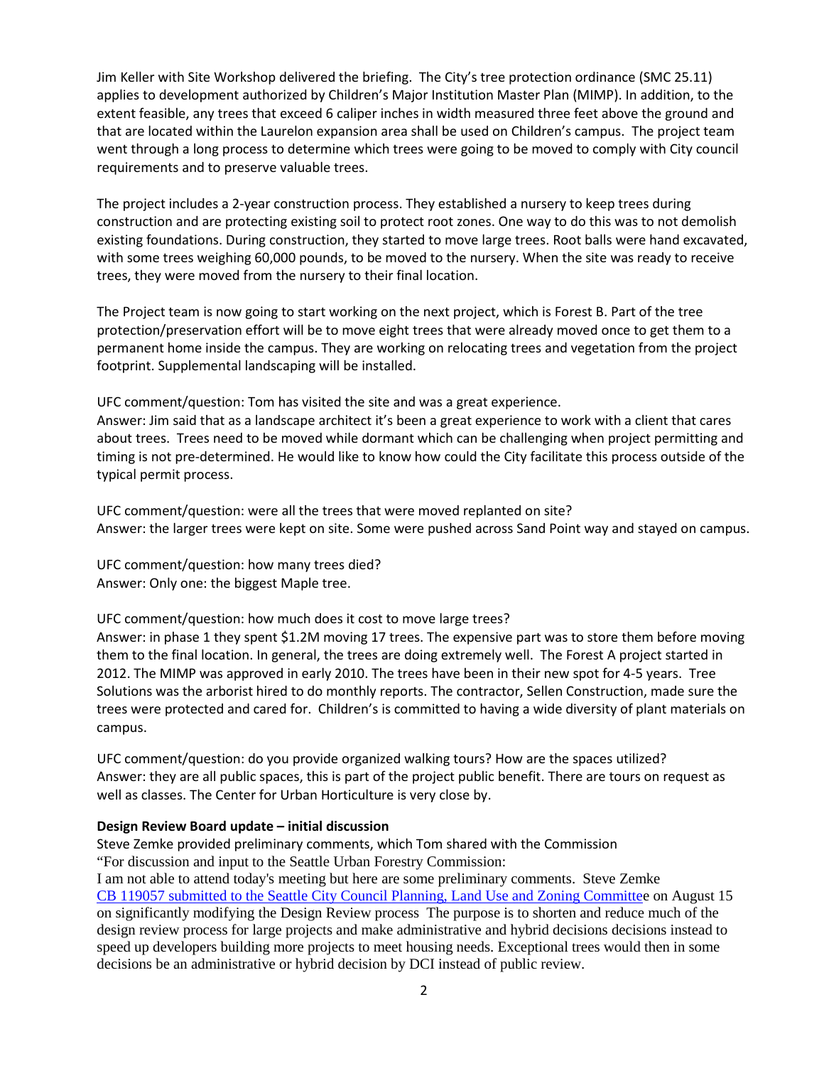Jim Keller with Site Workshop delivered the briefing. The City's tree protection ordinance (SMC 25.11) applies to development authorized by Children's Major Institution Master Plan (MIMP). In addition, to the extent feasible, any trees that exceed 6 caliper inches in width measured three feet above the ground and that are located within the Laurelon expansion area shall be used on Children's campus. The project team went through a long process to determine which trees were going to be moved to comply with City council requirements and to preserve valuable trees.

The project includes a 2-year construction process. They established a nursery to keep trees during construction and are protecting existing soil to protect root zones. One way to do this was to not demolish existing foundations. During construction, they started to move large trees. Root balls were hand excavated, with some trees weighing 60,000 pounds, to be moved to the nursery. When the site was ready to receive trees, they were moved from the nursery to their final location.

The Project team is now going to start working on the next project, which is Forest B. Part of the tree protection/preservation effort will be to move eight trees that were already moved once to get them to a permanent home inside the campus. They are working on relocating trees and vegetation from the project footprint. Supplemental landscaping will be installed.

UFC comment/question: Tom has visited the site and was a great experience.
Answer: Jim said that as a landscape architect it's been a great experience to work with a client that cares about trees. Trees need to be moved while dormant which can be challenging when project permitting and timing is not pre-determined. He would like to know how could the City facilitate this process outside of the typical permit process.

UFC comment/question: were all the trees that were moved replanted on site?
Answer: the larger trees were kept on site. Some were pushed across Sand Point way and stayed on campus.

UFC comment/question: how many trees died?
Answer: Only one: the biggest Maple tree.

UFC comment/question: how much does it cost to move large trees?
Answer: in phase 1 they spent $1.2M moving 17 trees. The expensive part was to store them before moving them to the final location. In general, the trees are doing extremely well. The Forest A project started in 2012. The MIMP was approved in early 2010. The trees have been in their new spot for 4-5 years. Tree Solutions was the arborist hired to do monthly reports. The contractor, Sellen Construction, made sure the trees were protected and cared for. Children's is committed to having a wide diversity of plant materials on campus.

UFC comment/question: do you provide organized walking tours? How are the spaces utilized?
Answer: they are all public spaces, this is part of the project public benefit. There are tours on request as well as classes. The Center for Urban Horticulture is very close by.

**Design Review Board update – initial discussion**

Steve Zemke provided preliminary comments, which Tom shared with the Commission
"For discussion and input to the Seattle Urban Forestry Commission:
I am not able to attend today's meeting but here are some preliminary comments. Steve Zemke
CB 119057 submitted to the Seattle City Council Planning, Land Use and Zoning Committee on August 15 on significantly modifying the Design Review process The purpose is to shorten and reduce much of the design review process for large projects and make administrative and hybrid decisions decisions instead to speed up developers building more projects to meet housing needs. Exceptional trees would then in some decisions be an administrative or hybrid decision by DCI instead of public review.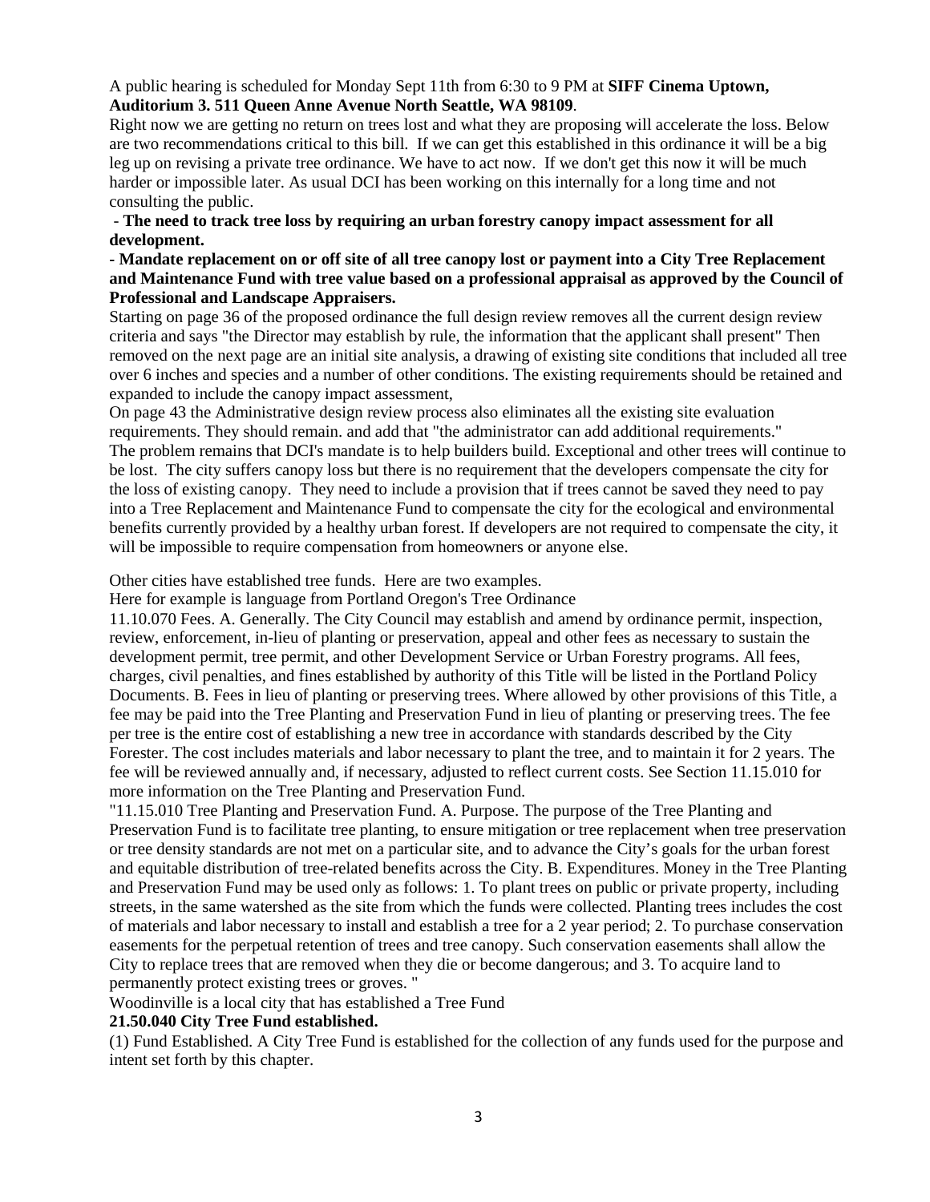A public hearing is scheduled for Monday Sept 11th from 6:30 to 9 PM at **SIFF Cinema Uptown, Auditorium 3. 511 Queen Anne Avenue North Seattle, WA 98109**.

Right now we are getting no return on trees lost and what they are proposing will accelerate the loss. Below are two recommendations critical to this bill. If we can get this established in this ordinance it will be a big leg up on revising a private tree ordinance. We have to act now. If we don't get this now it will be much harder or impossible later. As usual DCI has been working on this internally for a long time and not consulting the public.

- **The need to track tree loss by requiring an urban forestry canopy impact assessment for all development.**
- **Mandate replacement on or off site of all tree canopy lost or payment into a City Tree Replacement and Maintenance Fund with tree value based on a professional appraisal as approved by the Council of Professional and Landscape Appraisers.**

Starting on page 36 of the proposed ordinance the full design review removes all the current design review criteria and says "the Director may establish by rule, the information that the applicant shall present" Then removed on the next page are an initial site analysis, a drawing of existing site conditions that included all tree over 6 inches and species and a number of other conditions. The existing requirements should be retained and expanded to include the canopy impact assessment,

On page 43 the Administrative design review process also eliminates all the existing site evaluation requirements. They should remain. and add that "the administrator can add additional requirements."

The problem remains that DCI's mandate is to help builders build. Exceptional and other trees will continue to be lost. The city suffers canopy loss but there is no requirement that the developers compensate the city for the loss of existing canopy. They need to include a provision that if trees cannot be saved they need to pay into a Tree Replacement and Maintenance Fund to compensate the city for the ecological and environmental benefits currently provided by a healthy urban forest. If developers are not required to compensate the city, it will be impossible to require compensation from homeowners or anyone else.

Other cities have established tree funds. Here are two examples.

Here for example is language from Portland Oregon's Tree Ordinance

11.10.070 Fees. A. Generally. The City Council may establish and amend by ordinance permit, inspection, review, enforcement, in-lieu of planting or preservation, appeal and other fees as necessary to sustain the development permit, tree permit, and other Development Service or Urban Forestry programs. All fees, charges, civil penalties, and fines established by authority of this Title will be listed in the Portland Policy Documents. B. Fees in lieu of planting or preserving trees. Where allowed by other provisions of this Title, a fee may be paid into the Tree Planting and Preservation Fund in lieu of planting or preserving trees. The fee per tree is the entire cost of establishing a new tree in accordance with standards described by the City Forester. The cost includes materials and labor necessary to plant the tree, and to maintain it for 2 years. The fee will be reviewed annually and, if necessary, adjusted to reflect current costs. See Section 11.15.010 for more information on the Tree Planting and Preservation Fund.

"11.15.010 Tree Planting and Preservation Fund. A. Purpose. The purpose of the Tree Planting and Preservation Fund is to facilitate tree planting, to ensure mitigation or tree replacement when tree preservation or tree density standards are not met on a particular site, and to advance the City's goals for the urban forest and equitable distribution of tree-related benefits across the City. B. Expenditures. Money in the Tree Planting and Preservation Fund may be used only as follows: 1. To plant trees on public or private property, including streets, in the same watershed as the site from which the funds were collected. Planting trees includes the cost of materials and labor necessary to install and establish a tree for a 2 year period; 2. To purchase conservation easements for the perpetual retention of trees and tree canopy. Such conservation easements shall allow the City to replace trees that are removed when they die or become dangerous; and 3. To acquire land to permanently protect existing trees or groves. "

Woodinville is a local city that has established a Tree Fund

**21.50.040 City Tree Fund established.**

(1) Fund Established. A City Tree Fund is established for the collection of any funds used for the purpose and intent set forth by this chapter.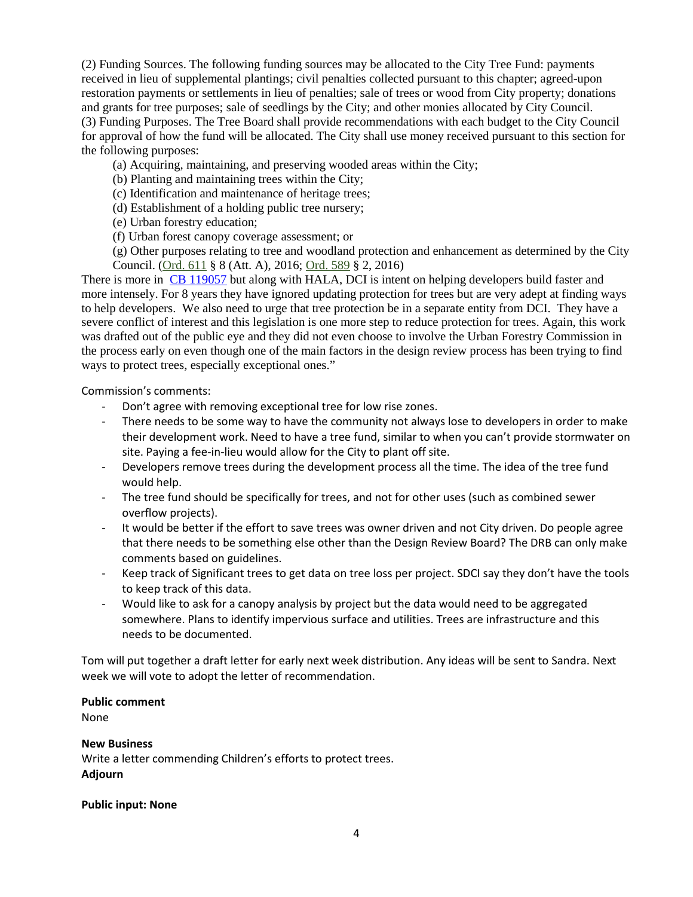(2) Funding Sources. The following funding sources may be allocated to the City Tree Fund: payments received in lieu of supplemental plantings; civil penalties collected pursuant to this chapter; agreed-upon restoration payments or settlements in lieu of penalties; sale of trees or wood from City property; donations and grants for tree purposes; sale of seedlings by the City; and other monies allocated by City Council.
(3) Funding Purposes. The Tree Board shall provide recommendations with each budget to the City Council for approval of how the fund will be allocated. The City shall use money received pursuant to this section for the following purposes:

(a) Acquiring, maintaining, and preserving wooded areas within the City;
(b) Planting and maintaining trees within the City;
(c) Identification and maintenance of heritage trees;
(d) Establishment of a holding public tree nursery;
(e) Urban forestry education;
(f) Urban forest canopy coverage assessment; or
(g) Other purposes relating to tree and woodland protection and enhancement as determined by the City Council. (Ord. 611 § 8 (Att. A), 2016; Ord. 589 § 2, 2016)

There is more in CB 119057 but along with HALA, DCI is intent on helping developers build faster and more intensely. For 8 years they have ignored updating protection for trees but are very adept at finding ways to help developers. We also need to urge that tree protection be in a separate entity from DCI. They have a severe conflict of interest and this legislation is one more step to reduce protection for trees. Again, this work was drafted out of the public eye and they did not even choose to involve the Urban Forestry Commission in the process early on even though one of the main factors in the design review process has been trying to find ways to protect trees, especially exceptional ones."

Commission's comments:

- Don't agree with removing exceptional tree for low rise zones.
- There needs to be some way to have the community not always lose to developers in order to make their development work. Need to have a tree fund, similar to when you can't provide stormwater on site. Paying a fee-in-lieu would allow for the City to plant off site.
- Developers remove trees during the development process all the time. The idea of the tree fund would help.
- The tree fund should be specifically for trees, and not for other uses (such as combined sewer overflow projects).
- It would be better if the effort to save trees was owner driven and not City driven. Do people agree that there needs to be something else other than the Design Review Board? The DRB can only make comments based on guidelines.
- Keep track of Significant trees to get data on tree loss per project. SDCI say they don't have the tools to keep track of this data.
- Would like to ask for a canopy analysis by project but the data would need to be aggregated somewhere. Plans to identify impervious surface and utilities. Trees are infrastructure and this needs to be documented.

Tom will put together a draft letter for early next week distribution. Any ideas will be sent to Sandra. Next week we will vote to adopt the letter of recommendation.

**Public comment**
None

**New Business**
Write a letter commending Children's efforts to protect trees.
**Adjourn**

**Public input: None**